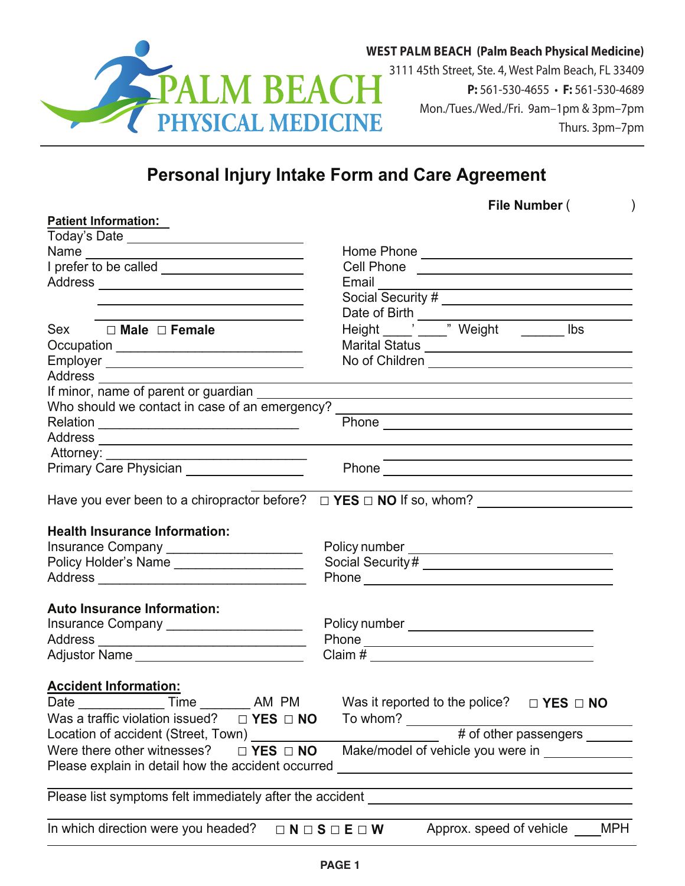**PALM BEACH PHYSICAL MEDICINE**

**WEST PALM BEACH (Palm Beach Physical Medicine)**
3111 45th Street, Ste. 4, West Palm Beach, FL 33409
**P:** 561-530-4655 • **F:** 561-530-4689
Mon./Tues./Wed./Fri. 9am–1pm & 3pm–7pm
Thurs. 3pm–7pm

# Personal Injury Intake Form and Care Agreement

**File Number** (                    )

**Patient Information:**

Today's Date ____________________
Name ____________________
I prefer to be called ____________________
Address ____________________
____________________
____________________
Sex ☐ **Male** ☐ **Female**
Occupation ____________________
Employer ____________________

Home Phone ____________________
Cell Phone ____________________
Email ____________________
Social Security # ____________________
Date of Birth ____________________
Height ____' ____" Weight ______ lbs
Marital Status ____________________
No of Children ____________________

Address ____________________
If minor, name of parent or guardian ____________________
Who should we contact in case of an emergency? ____________________
Relation ____________________ Phone ____________________
Address ____________________
Attorney: ____________________ ____________________
Primary Care Physician ____________________ Phone ____________________

Have you ever been to a chiropractor before? ☐ **YES** ☐ **NO** If so, whom? ____________________

**Health Insurance Information:**

Insurance Company ____________________ Policy number ____________________
Policy Holder's Name ____________________ Social Security# ____________________
Address ____________________ Phone ____________________

**Auto Insurance Information:**

Insurance Company ____________________ Policy number ____________________
Address ____________________ Phone ____________________
Adjustor Name ____________________ Claim # ____________________

**Accident Information:**

Date ____________ Time _______ AM PM
Was it reported to the police? ☐ **YES** ☐ **NO**
Was a traffic violation issued? ☐ **YES** ☐ **NO**
To whom? ____________________
Location of accident (Street, Town) ____________________ # of other passengers ______
Were there other witnesses? ☐ **YES** ☐ **NO** Make/model of vehicle you were in ____________
Please explain in detail how the accident occurred ____________________
____________________
Please list symptoms felt immediately after the accident ____________________
____________________
In which direction were you headed? ☐ **N** ☐ **S** ☐ **E** ☐ **W** Approx. speed of vehicle ____MPH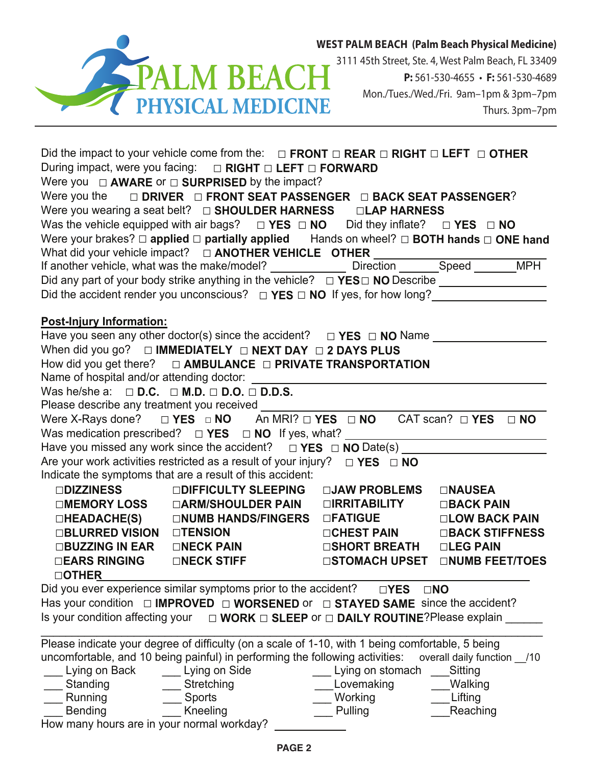**WEST PALM BEACH (Palm Beach Physical Medicine)**
3111 45th Street, Ste. 4, West Palm Beach, FL 33409
**P:** 561-530-4655 • **F:** 561-530-4689
Mon./Tues./Wed./Fri. 9am–1pm & 3pm–7pm
Thurs. 3pm–7pm

Did the impact to your vehicle come from the: □ **FRONT** □ **REAR** □ **RIGHT** □ **LEFT** □ **OTHER**
During impact, were you facing: □ **RIGHT** □ **LEFT** □ **FORWARD**
Were you □ **AWARE** or □ **SURPRISED** by the impact?
Were you the □ **DRIVER** □ **FRONT SEAT PASSENGER** □ **BACK SEAT PASSENGER**?
Were you wearing a seat belt? □ **SHOULDER HARNESS** □ **LAP HARNESS**
Was the vehicle equipped with air bags? □ **YES** □ **NO** Did they inflate? □ **YES** □ **NO**
Were your brakes? □ **applied** □ **partially applied** Hands on wheel? □ **BOTH hands** □ **ONE hand**
What did your vehicle impact? □ **ANOTHER VEHICLE** **OTHER** ____________________
If another vehicle, what was the make/model? ____________ Direction ______ Speed ______ MPH
Did any part of your body strike anything in the vehicle? □ **YES** □ **NO** Describe ____________
Did the accident render you unconscious? □ **YES** □ **NO** If yes, for how long? ____________

**Post-Injury Information:**

Have you seen any other doctor(s) since the accident? □ **YES** □ **NO** Name ____________
When did you go? □ **IMMEDIATELY** □ **NEXT DAY** □ **2 DAYS PLUS**
How did you get there? □ **AMBULANCE** □ **PRIVATE TRANSPORTATION**
Name of hospital and/or attending doctor: ____________________
Was he/she a: □ **D.C.** □ **M.D.** □ **D.O.** □ **D.D.S.**
Please describe any treatment you received ____________________
Were X-Rays done? □ **YES** □ **NO** An MRI? □ **YES** □ **NO** CAT scan? □ **YES** □ **NO**
Was medication prescribed? □ **YES** □ **NO** If yes, what? ____________________
Have you missed any work since the accident? □ **YES** □ **NO** Date(s) ____________
Are your work activities restricted as a result of your injury? □ **YES** □ **NO**
Indicate the symptoms that are a result of this accident:

| | | | |
|---|---|---|---|
| □**DIZZINESS** | □**DIFFICULTY SLEEPING** | □**JAW PROBLEMS** | □**NAUSEA** |
| □**MEMORY LOSS** | □**ARM/SHOULDER PAIN** | □**IRRITABILITY** | □**BACK PAIN** |
| □**HEADACHE(S)** | □**NUMB HANDS/FINGERS** | □**FATIGUE** | □**LOW BACK PAIN** |
| □**BLURRED VISION** | □**TENSION** | □**CHEST PAIN** | □**BACK STIFFNESS** |
| □**BUZZING IN EAR** | □**NECK PAIN** | □**SHORT BREATH** | □**LEG PAIN** |
| □**EARS RINGING** | □**NECK STIFF** | □**STOMACH UPSET** | □**NUMB FEET/TOES** |

□**OTHER** ____________________

Did you ever experience similar symptoms prior to the accident? □**YES** □**NO**
Has your condition □ **IMPROVED** □ **WORSENED** or □ **STAYED SAME** since the accident?
Is your condition affecting your □ **WORK** □ **SLEEP** or □ **DAILY ROUTINE**? Please explain ______
____________________

Please indicate your degree of difficulty (on a scale of 1-10, with 1 being comfortable, 5 being uncomfortable, and 10 being painful) in performing the following activities: overall daily function __/10

| | | | |
|---|---|---|---|
| ___ Lying on Back | ___ Lying on Side | ___ Lying on stomach | ___ Sitting |
| ___ Standing | ___ Stretching | ___ Lovemaking | ___ Walking |
| ___ Running | ___ Sports | ___ Working | ___ Lifting |
| ___ Bending | ___ Kneeling | ___ Pulling | ___ Reaching |

How many hours are in your normal workday? ____________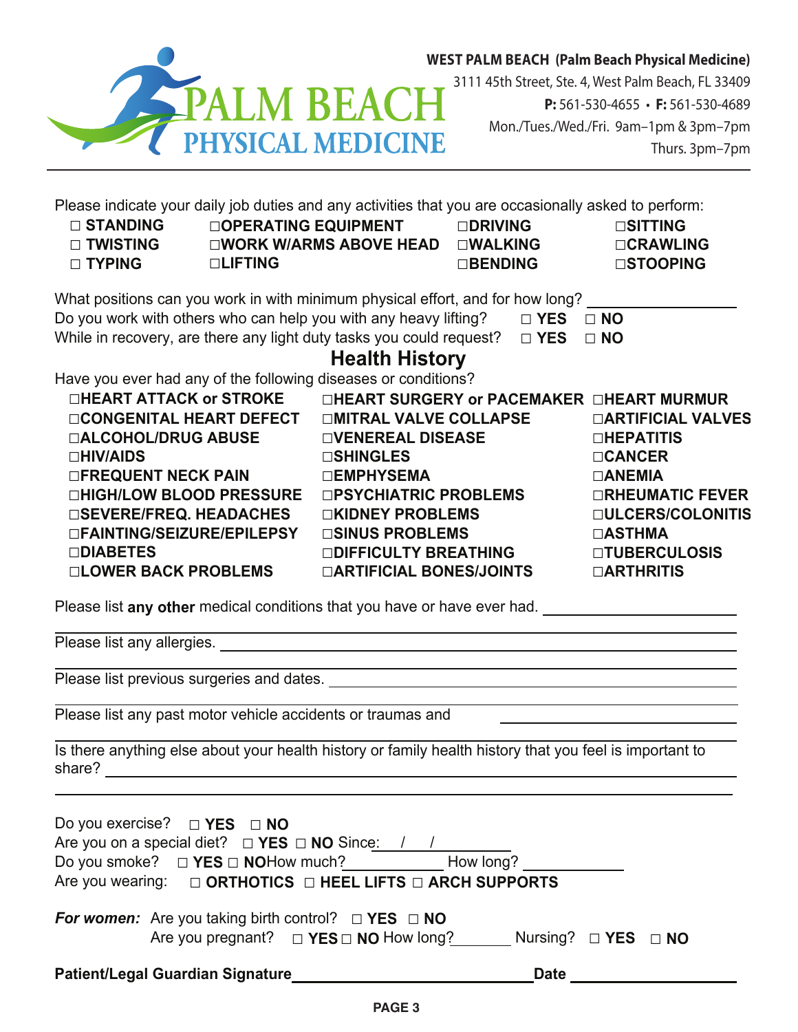PALM BEACH PHYSICAL MEDICINE

**WEST PALM BEACH (Palm Beach Physical Medicine)**
3111 45th Street, Ste. 4, West Palm Beach, FL 33409
**P:** 561-530-4655 • **F:** 561-530-4689
Mon./Tues./Wed./Fri. 9am–1pm & 3pm–7pm
Thurs. 3pm–7pm

---

Please indicate your daily job duties and any activities that you are occasionally asked to perform:

| | | | |
|---|---|---|---|
| ☐ **STANDING** | ☐**OPERATING EQUIPMENT** | ☐**DRIVING** | ☐**SITTING** |
| ☐ **TWISTING** | ☐**WORK W/ARMS ABOVE HEAD** | ☐**WALKING** | ☐**CRAWLING** |
| ☐ **TYPING** | ☐**LIFTING** | ☐**BENDING** | ☐**STOOPING** |

What positions can you work in with minimum physical effort, and for how long? ____________

Do you work with others who can help you with any heavy lifting? ☐ **YES** ☐ **NO**

While in recovery, are there any light duty tasks you could request? ☐ **YES** ☐ **NO**

## Health History

Have you ever had any of the following diseases or conditions?

| | | |
|---|---|---|
| ☐**HEART ATTACK or STROKE** | ☐**HEART SURGERY or PACEMAKER** | ☐**HEART MURMUR** |
| ☐**CONGENITAL HEART DEFECT** | ☐**MITRAL VALVE COLLAPSE** | ☐**ARTIFICIAL VALVES** |
| ☐**ALCOHOL/DRUG ABUSE** | ☐**VENEREAL DISEASE** | ☐**HEPATITIS** |
| ☐**HIV/AIDS** | ☐**SHINGLES** | ☐**CANCER** |
| ☐**FREQUENT NECK PAIN** | ☐**EMPHYSEMA** | ☐**ANEMIA** |
| ☐**HIGH/LOW BLOOD PRESSURE** | ☐**PSYCHIATRIC PROBLEMS** | ☐**RHEUMATIC FEVER** |
| ☐**SEVERE/FREQ. HEADACHES** | ☐**KIDNEY PROBLEMS** | ☐**ULCERS/COLONITIS** |
| ☐**FAINTING/SEIZURE/EPILEPSY** | ☐**SINUS PROBLEMS** | ☐**ASTHMA** |
| ☐**DIABETES** | ☐**DIFFICULTY BREATHING** | ☐**TUBERCULOSIS** |
| ☐**LOWER BACK PROBLEMS** | ☐**ARTIFICIAL BONES/JOINTS** | ☐**ARTHRITIS** |

Please list **any other** medical conditions that you have or have ever had. ____________

Please list any allergies. ____________

Please list previous surgeries and dates. ____________

Please list any past motor vehicle accidents or traumas and ____________

Is there anything else about your health history or family health history that you feel is important to share? ____________

Do you exercise? ☐ **YES** ☐ **NO**

Are you on a special diet? ☐ **YES** ☐ **NO** Since: ___/___/______

Do you smoke? ☐ **YES** ☐ **NO** How much? ________ How long? ________

Are you wearing: ☐ **ORTHOTICS** ☐ **HEEL LIFTS** ☐ **ARCH SUPPORTS**

***For women:*** Are you taking birth control? ☐ **YES** ☐ **NO**

Are you pregnant? ☐ **YES** ☐ **NO** How long? ______ Nursing? ☐ **YES** ☐ **NO**

**Patient/Legal Guardian Signature** ______________________ **Date** ____________